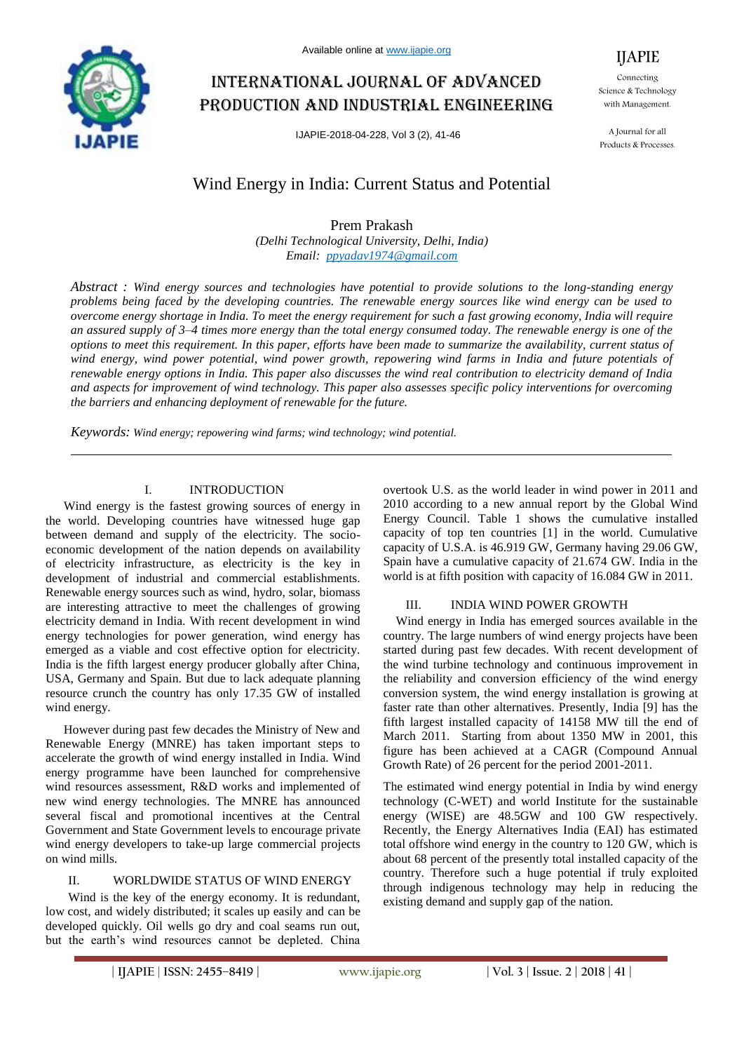Available online at www.ijapie.org

# INTERNATIONAL JOURNAL OF ADVANCED PRODUCTION AND INDUSTRIAL ENGINEERING

IJAPIE-2018-04-228, Vol 3 (2), 41-46

IJAPIE

Connecting Science & Technology with Management.

A Journal for all Products & Processes.

## Wind Energy in India: Current Status and Potential

Prem Prakash

*(Delhi Technological University, Delhi, India)*

*Email: ppyadav1974@gmail.com*

*Abstract : Wind energy sources and technologies have potential to provide solutions to the long-standing energy problems being faced by the developing countries. The renewable energy sources like wind energy can be used to overcome energy shortage in India. To meet the energy requirement for such a fast growing economy, India will require an assured supply of 3–4 times more energy than the total energy consumed today. The renewable energy is one of the options to meet this requirement. In this paper, efforts have been made to summarize the availability, current status of wind energy, wind power potential, wind power growth, repowering wind farms in India and future potentials of renewable energy options in India. This paper also discusses the wind real contribution to electricity demand of India and aspects for improvement of wind technology. This paper also assesses specific policy interventions for overcoming the barriers and enhancing deployment of renewable for the future.*

*Keywords: Wind energy; repowering wind farms; wind technology; wind potential.*

### I. INTRODUCTION

Wind energy is the fastest growing sources of energy in the world. Developing countries have witnessed huge gap between demand and supply of the electricity. The socio-economic development of the nation depends on availability of electricity infrastructure, as electricity is the key in development of industrial and commercial establishments. Renewable energy sources such as wind, hydro, solar, biomass are interesting attractive to meet the challenges of growing electricity demand in India. With recent development in wind energy technologies for power generation, wind energy has emerged as a viable and cost effective option for electricity. India is the fifth largest energy producer globally after China, USA, Germany and Spain. But due to lack adequate planning resource crunch the country has only 17.35 GW of installed wind energy.

However during past few decades the Ministry of New and Renewable Energy (MNRE) has taken important steps to accelerate the growth of wind energy installed in India. Wind energy programme have been launched for comprehensive wind resources assessment, R&D works and implemented of new wind energy technologies. The MNRE has announced several fiscal and promotional incentives at the Central Government and State Government levels to encourage private wind energy developers to take-up large commercial projects on wind mills.

### II. WORLDWIDE STATUS OF WIND ENERGY

Wind is the key of the energy economy. It is redundant, low cost, and widely distributed; it scales up easily and can be developed quickly. Oil wells go dry and coal seams run out, but the earth's wind resources cannot be depleted. China overtook U.S. as the world leader in wind power in 2011 and 2010 according to a new annual report by the Global Wind Energy Council. Table 1 shows the cumulative installed capacity of top ten countries [1] in the world. Cumulative capacity of U.S.A. is 46.919 GW, Germany having 29.06 GW, Spain have a cumulative capacity of 21.674 GW. India in the world is at fifth position with capacity of 16.084 GW in 2011.

### III. INDIA WIND POWER GROWTH

Wind energy in India has emerged sources available in the country. The large numbers of wind energy projects have been started during past few decades. With recent development of the wind turbine technology and continuous improvement in the reliability and conversion efficiency of the wind energy conversion system, the wind energy installation is growing at faster rate than other alternatives. Presently, India [9] has the fifth largest installed capacity of 14158 MW till the end of March 2011. Starting from about 1350 MW in 2001, this figure has been achieved at a CAGR (Compound Annual Growth Rate) of 26 percent for the period 2001-2011.

The estimated wind energy potential in India by wind energy technology (C-WET) and world Institute for the sustainable energy (WISE) are 48.5GW and 100 GW respectively. Recently, the Energy Alternatives India (EAI) has estimated total offshore wind energy in the country to 120 GW, which is about 68 percent of the presently total installed capacity of the country. Therefore such a huge potential if truly exploited through indigenous technology may help in reducing the existing demand and supply gap of the nation.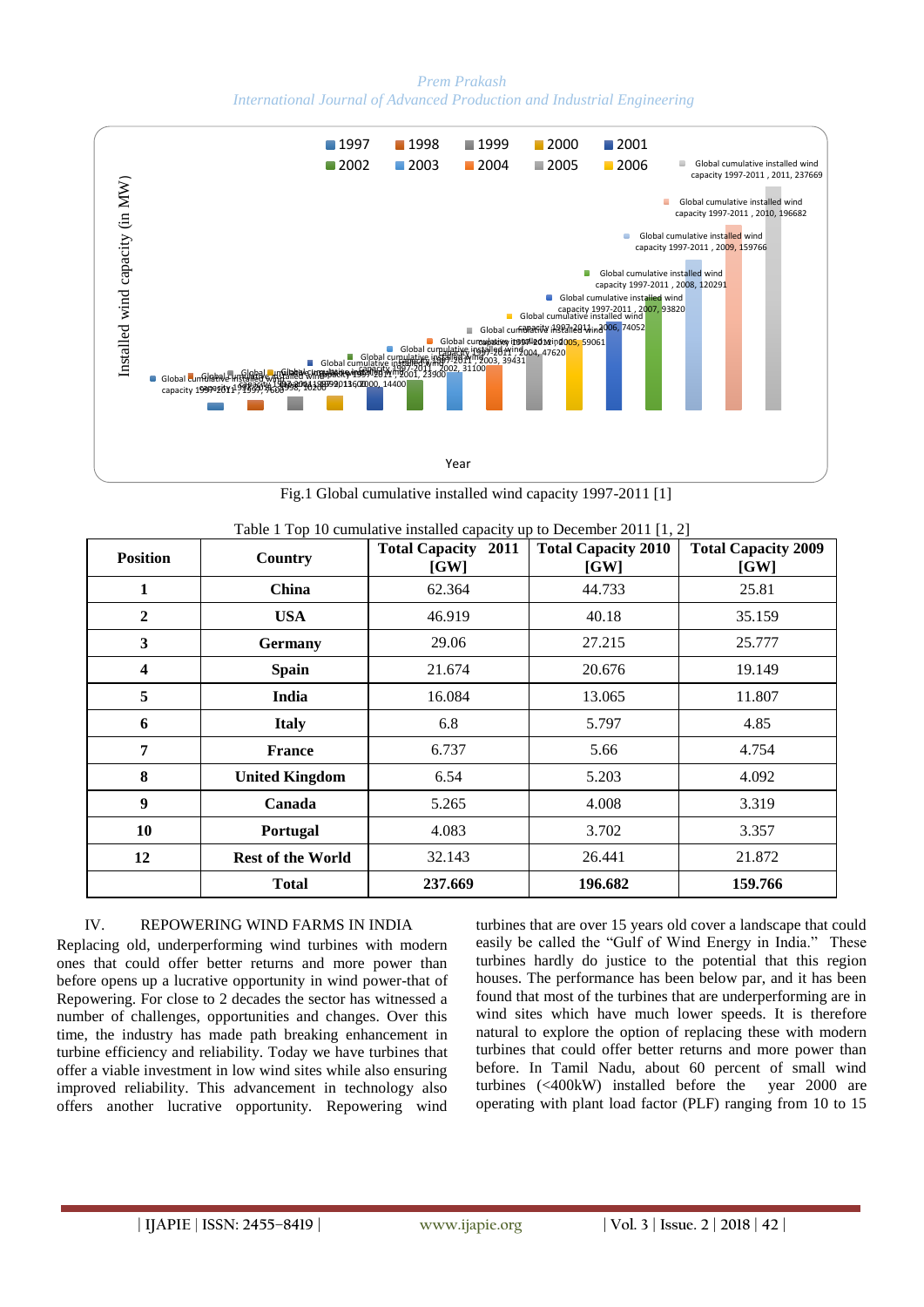1997 1998 1999 2000 2001 2002 2003 2004 2005 2006

Installed wind capacity (in MW)

Global cumulative installed wind capacity 1997-2011 , 1997, 7600

Global cumulative installed wind capacity 1997-2011 , 1998, 10200

Global cumulative installed wind capacity 1997-2011 , 1999, 13600

Global cumulative installed wind capacity 1997-2011 , 2000, 14400

Global cumulative installed wind capacity 1997-2011 , 2001, 23900

Global cumulative installed wind capacity 1997-2011 , 2002, 31100

Global cumulative installed wind capacity 1997-2011 , 2003, 39431

Global cumulative installed wind capacity 1997-2011 , 2004, 47620

Global cumulative installed wind capacity 1997-2011 , 2005, 59061

Global cumulative installed wind capacity 1997-2011 , 2006, 74052

Global cumulative installed wind capacity 1997-2011 , 2007, 93820

Global cumulative installed wind capacity 1997-2011 , 2008, 120291

Global cumulative installed wind capacity 1997-2011 , 2009, 159766

Global cumulative installed wind capacity 1997-2011 , 2010, 196682

Global cumulative installed wind capacity 1997-2011 , 2011, 237669

Year

Fig.1 Global cumulative installed wind capacity 1997-2011 [1]

Table 1 Top 10 cumulative installed capacity up to December 2011 [1, 2]

| Position | Country | Total Capacity 2011 [GW] | Total Capacity 2010 [GW] | Total Capacity 2009 [GW] |
|---|---|---|---|---|
| **1** | **China** | 62.364 | 44.733 | 25.81 |
| **2** | **USA** | 46.919 | 40.18 | 35.159 |
| **3** | **Germany** | 29.06 | 27.215 | 25.777 |
| **4** | **Spain** | 21.674 | 20.676 | 19.149 |
| **5** | **India** | 16.084 | 13.065 | 11.807 |
| **6** | **Italy** | 6.8 | 5.797 | 4.85 |
| **7** | **France** | 6.737 | 5.66 | 4.754 |
| **8** | **United Kingdom** | 6.54 | 5.203 | 4.092 |
| **9** | **Canada** | 5.265 | 4.008 | 3.319 |
| **10** | **Portugal** | 4.083 | 3.702 | 3.357 |
| **12** | **Rest of the World** | 32.143 | 26.441 | 21.872 |
| | **Total** | **237.669** | **196.682** | **159.766** |

## IV. REPOWERING WIND FARMS IN INDIA

Replacing old, underperforming wind turbines with modern ones that could offer better returns and more power than before opens up a lucrative opportunity in wind power-that of Repowering. For close to 2 decades the sector has witnessed a number of challenges, opportunities and changes. Over this time, the industry has made path breaking enhancement in turbine efficiency and reliability. Today we have turbines that offer a viable investment in low wind sites while also ensuring improved reliability. This advancement in technology also offers another lucrative opportunity. Repowering wind turbines that are over 15 years old cover a landscape that could easily be called the "Gulf of Wind Energy in India." These turbines hardly do justice to the potential that this region houses. The performance has been below par, and it has been found that most of the turbines that are underperforming are in wind sites which have much lower speeds. It is therefore natural to explore the option of replacing these with modern turbines that could offer better returns and more power than before. In Tamil Nadu, about 60 percent of small wind turbines (<400kW) installed before the year 2000 are operating with plant load factor (PLF) ranging from 10 to 15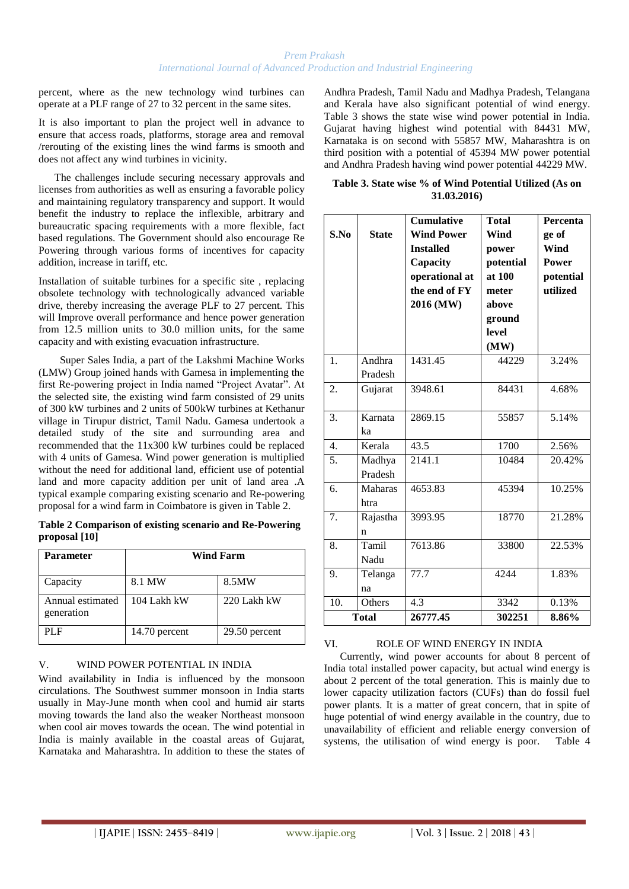percent, where as the new technology wind turbines can operate at a PLF range of 27 to 32 percent in the same sites.

It is also important to plan the project well in advance to ensure that access roads, platforms, storage area and removal /rerouting of the existing lines the wind farms is smooth and does not affect any wind turbines in vicinity.

The challenges include securing necessary approvals and licenses from authorities as well as ensuring a favorable policy and maintaining regulatory transparency and support. It would benefit the industry to replace the inflexible, arbitrary and bureaucratic spacing requirements with a more flexible, fact based regulations. The Government should also encourage Re Powering through various forms of incentives for capacity addition, increase in tariff, etc.

Installation of suitable turbines for a specific site , replacing obsolete technology with technologically advanced variable drive, thereby increasing the average PLF to 27 percent. This will Improve overall performance and hence power generation from 12.5 million units to 30.0 million units, for the same capacity and with existing evacuation infrastructure.

Super Sales India, a part of the Lakshmi Machine Works (LMW) Group joined hands with Gamesa in implementing the first Re-powering project in India named "Project Avatar". At the selected site, the existing wind farm consisted of 29 units of 300 kW turbines and 2 units of 500kW turbines at Kethanur village in Tirupur district, Tamil Nadu. Gamesa undertook a detailed study of the site and surrounding area and recommended that the 11x300 kW turbines could be replaced with 4 units of Gamesa. Wind power generation is multiplied without the need for additional land, efficient use of potential land and more capacity addition per unit of land area .A typical example comparing existing scenario and Re-powering proposal for a wind farm in Coimbatore is given in Table 2.

**Table 2 Comparison of existing scenario and Re-Powering proposal [10]**

| Parameter | Wind Farm | |
|---|---|---|
| Capacity | 8.1 MW | 8.5MW |
| Annual estimated generation | 104 Lakh kW | 220 Lakh kW |
| PLF | 14.70 percent | 29.50 percent |

## V. WIND POWER POTENTIAL IN INDIA

Wind availability in India is influenced by the monsoon circulations. The Southwest summer monsoon in India starts usually in May-June month when cool and humid air starts moving towards the land also the weaker Northeast monsoon when cool air moves towards the ocean. The wind potential in India is mainly available in the coastal areas of Gujarat, Karnataka and Maharashtra. In addition to these the states of Andhra Pradesh, Tamil Nadu and Madhya Pradesh, Telangana and Kerala have also significant potential of wind energy. Table 3 shows the state wise wind power potential in India. Gujarat having highest wind potential with 84431 MW, Karnataka is on second with 55857 MW, Maharashtra is on third position with a potential of 45394 MW power potential and Andhra Pradesh having wind power potential 44229 MW.

**Table 3. State wise % of Wind Potential Utilized (As on 31.03.2016)**

| S.No | State | Cumulative Wind Power Installed Capacity operational at the end of FY 2016 (MW) | Total Wind power potential at 100 meter above ground level (MW) | Percentage of Wind Power potential utilized |
|---|---|---|---|---|
| 1. | Andhra Pradesh | 1431.45 | 44229 | 3.24% |
| 2. | Gujarat | 3948.61 | 84431 | 4.68% |
| 3. | Karnataka | 2869.15 | 55857 | 5.14% |
| 4. | Kerala | 43.5 | 1700 | 2.56% |
| 5. | Madhya Pradesh | 2141.1 | 10484 | 20.42% |
| 6. | Maharashtra | 4653.83 | 45394 | 10.25% |
| 7. | Rajasthan | 3993.95 | 18770 | 21.28% |
| 8. | Tamil Nadu | 7613.86 | 33800 | 22.53% |
| 9. | Telangana | 77.7 | 4244 | 1.83% |
| 10. | Others | 4.3 | 3342 | 0.13% |
| **Total** | | **26777.45** | **302251** | **8.86%** |

## VI. ROLE OF WIND ENERGY IN INDIA

Currently, wind power accounts for about 8 percent of India total installed power capacity, but actual wind energy is about 2 percent of the total generation. This is mainly due to lower capacity utilization factors (CUFs) than do fossil fuel power plants. It is a matter of great concern, that in spite of huge potential of wind energy available in the country, due to unavailability of efficient and reliable energy conversion of systems, the utilisation of wind energy is poor. Table 4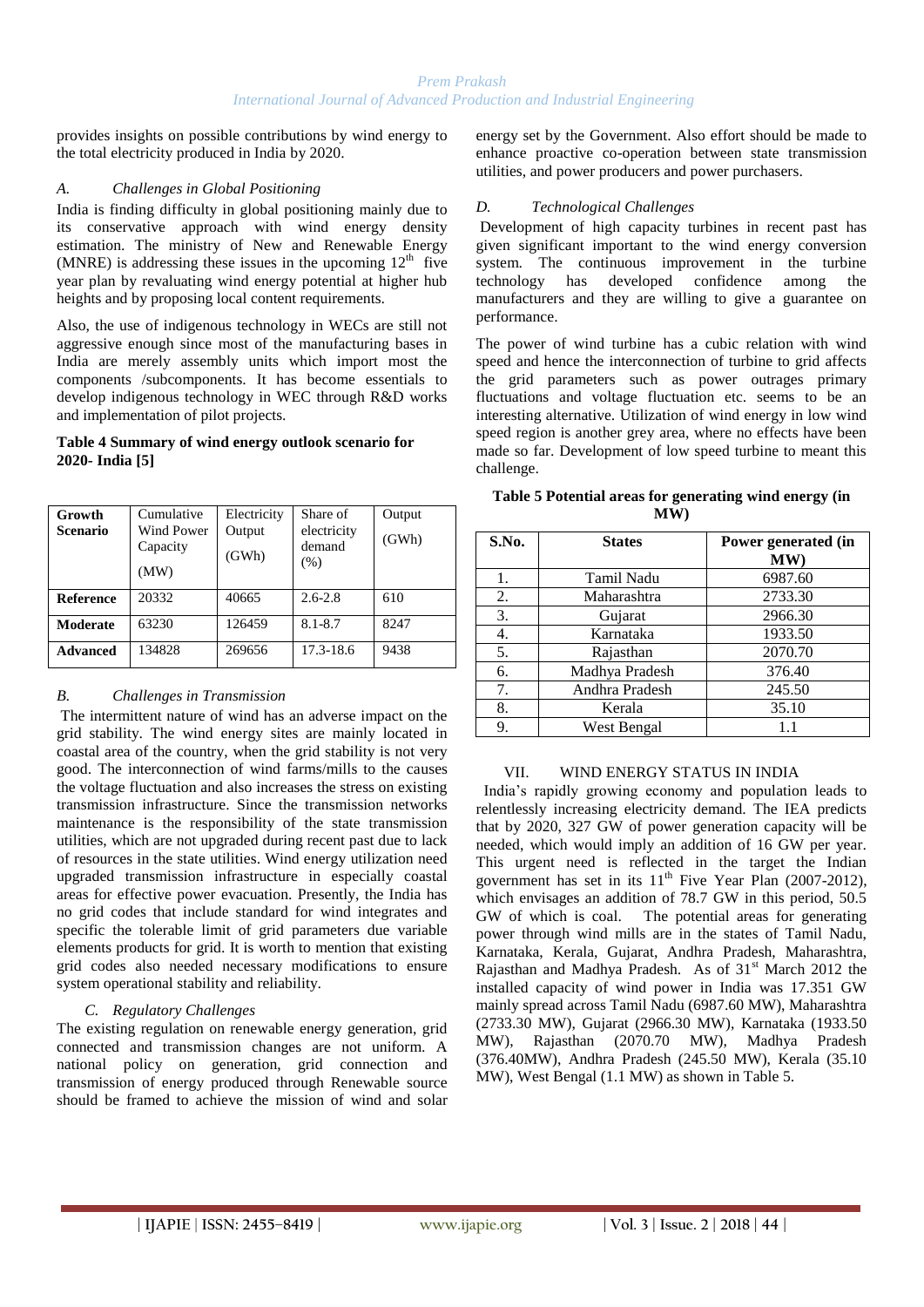provides insights on possible contributions by wind energy to the total electricity produced in India by 2020.

### *A. Challenges in Global Positioning*

India is finding difficulty in global positioning mainly due to its conservative approach with wind energy density estimation. The ministry of New and Renewable Energy (MNRE) is addressing these issues in the upcoming 12th five year plan by revaluating wind energy potential at higher hub heights and by proposing local content requirements.

Also, the use of indigenous technology in WECs are still not aggressive enough since most of the manufacturing bases in India are merely assembly units which import most the components /subcomponents. It has become essentials to develop indigenous technology in WEC through R&D works and implementation of pilot projects.

**Table 4 Summary of wind energy outlook scenario for 2020- India [5]**

| Growth Scenario | Cumulative Wind Power Capacity (MW) | Electricity Output (GWh) | Share of electricity demand (%) | Output (GWh) |
|---|---|---|---|---|
| **Reference** | 20332 | 40665 | 2.6-2.8 | 610 |
| **Moderate** | 63230 | 126459 | 8.1-8.7 | 8247 |
| **Advanced** | 134828 | 269656 | 17.3-18.6 | 9438 |

### *B. Challenges in Transmission*

The intermittent nature of wind has an adverse impact on the grid stability. The wind energy sites are mainly located in coastal area of the country, when the grid stability is not very good. The interconnection of wind farms/mills to the causes the voltage fluctuation and also increases the stress on existing transmission infrastructure. Since the transmission networks maintenance is the responsibility of the state transmission utilities, which are not upgraded during recent past due to lack of resources in the state utilities. Wind energy utilization need upgraded transmission infrastructure in especially coastal areas for effective power evacuation. Presently, the India has no grid codes that include standard for wind integrates and specific the tolerable limit of grid parameters due variable elements products for grid. It is worth to mention that existing grid codes also needed necessary modifications to ensure system operational stability and reliability.

### *C. Regulatory Challenges*

The existing regulation on renewable energy generation, grid connected and transmission changes are not uniform. A national policy on generation, grid connection and transmission of energy produced through Renewable source should be framed to achieve the mission of wind and solar energy set by the Government. Also effort should be made to enhance proactive co-operation between state transmission utilities, and power producers and power purchasers.

### *D. Technological Challenges*

Development of high capacity turbines in recent past has given significant important to the wind energy conversion system. The continuous improvement in the turbine technology has developed confidence among the manufacturers and they are willing to give a guarantee on performance.

The power of wind turbine has a cubic relation with wind speed and hence the interconnection of turbine to grid affects the grid parameters such as power outrages primary fluctuations and voltage fluctuation etc. seems to be an interesting alternative. Utilization of wind energy in low wind speed region is another grey area, where no effects have been made so far. Development of low speed turbine to meant this challenge.

**Table 5 Potential areas for generating wind energy (in MW)**

| S.No. | States | Power generated (in MW) |
|---|---|---|
| 1. | Tamil Nadu | 6987.60 |
| 2. | Maharashtra | 2733.30 |
| 3. | Gujarat | 2966.30 |
| 4. | Karnataka | 1933.50 |
| 5. | Rajasthan | 2070.70 |
| 6. | Madhya Pradesh | 376.40 |
| 7. | Andhra Pradesh | 245.50 |
| 8. | Kerala | 35.10 |
| 9. | West Bengal | 1.1 |

## VII. WIND ENERGY STATUS IN INDIA

India's rapidly growing economy and population leads to relentlessly increasing electricity demand. The IEA predicts that by 2020, 327 GW of power generation capacity will be needed, which would imply an addition of 16 GW per year. This urgent need is reflected in the target the Indian government has set in its 11th Five Year Plan (2007-2012), which envisages an addition of 78.7 GW in this period, 50.5 GW of which is coal. The potential areas for generating power through wind mills are in the states of Tamil Nadu, Karnataka, Kerala, Gujarat, Andhra Pradesh, Maharashtra, Rajasthan and Madhya Pradesh. As of 31st March 2012 the installed capacity of wind power in India was 17.351 GW mainly spread across Tamil Nadu (6987.60 MW), Maharashtra (2733.30 MW), Gujarat (2966.30 MW), Karnataka (1933.50 MW), Rajasthan (2070.70 MW), Madhya Pradesh (376.40MW), Andhra Pradesh (245.50 MW), Kerala (35.10 MW), West Bengal (1.1 MW) as shown in Table 5.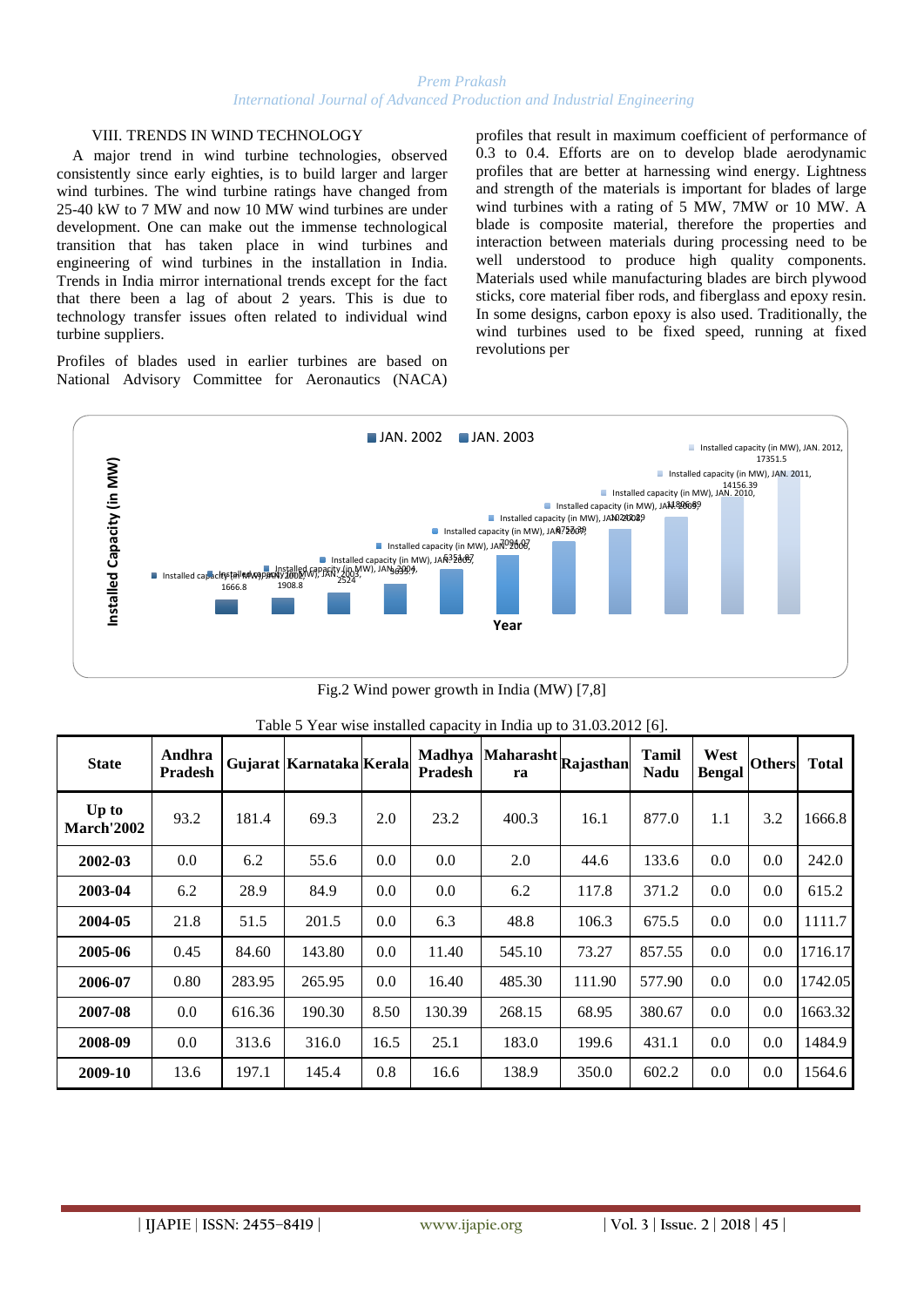## VIII. TRENDS IN WIND TECHNOLOGY

A major trend in wind turbine technologies, observed consistently since early eighties, is to build larger and larger wind turbines. The wind turbine ratings have changed from 25-40 kW to 7 MW and now 10 MW wind turbines are under development. One can make out the immense technological transition that has taken place in wind turbines and engineering of wind turbines in the installation in India. Trends in India mirror international trends except for the fact that there been a lag of about 2 years. This is due to technology transfer issues often related to individual wind turbine suppliers.

Profiles of blades used in earlier turbines are based on National Advisory Committee for Aeronautics (NACA) profiles that result in maximum coefficient of performance of 0.3 to 0.4. Efforts are on to develop blade aerodynamic profiles that are better at harnessing wind energy. Lightness and strength of the materials is important for blades of large wind turbines with a rating of 5 MW, 7MW or 10 MW. A blade is composite material, therefore the properties and interaction between materials during processing need to be well understood to produce high quality components. Materials used while manufacturing blades are birch plywood sticks, core material fiber rods, and fiberglass and epoxy resin. In some designs, carbon epoxy is also used. Traditionally, the wind turbines used to be fixed speed, running at fixed revolutions per

Installed Capacity (in MW)

JAN. 2002
JAN. 2003

Installed capacity (in MW), JAN. 2002, 1666.8
Installed capacity (in MW), JAN. 2003, 1908.8
Installed capacity (in MW), JAN. 2004, 2524
Installed capacity (in MW), JAN. 2005, 3635.7
Installed capacity (in MW), JAN. 2006, 5351.87
Installed capacity (in MW), JAN. 2008, 7094.07
Installed capacity (in MW), JAN. 2009, 8757.39
Installed capacity (in MW), JAN. 2009, 10243.29
Installed capacity (in MW), JAN. 2010, 11806.69
Installed capacity (in MW), JAN. 2011, 14156.39
Installed capacity (in MW), JAN. 2012, 17351.5

Year

Fig.2 Wind power growth in India (MW) [7,8]

Table 5 Year wise installed capacity in India up to 31.03.2012 [6].

| State | Andhra Pradesh | Gujarat | Karnataka | Kerala | Madhya Pradesh | Maharashtra | Rajasthan | Tamil Nadu | West Bengal | Others | Total |
|---|---|---|---|---|---|---|---|---|---|---|---|
| Up to March'2002 | 93.2 | 181.4 | 69.3 | 2.0 | 23.2 | 400.3 | 16.1 | 877.0 | 1.1 | 3.2 | 1666.8 |
| 2002-03 | 0.0 | 6.2 | 55.6 | 0.0 | 0.0 | 2.0 | 44.6 | 133.6 | 0.0 | 0.0 | 242.0 |
| 2003-04 | 6.2 | 28.9 | 84.9 | 0.0 | 0.0 | 6.2 | 117.8 | 371.2 | 0.0 | 0.0 | 615.2 |
| 2004-05 | 21.8 | 51.5 | 201.5 | 0.0 | 6.3 | 48.8 | 106.3 | 675.5 | 0.0 | 0.0 | 1111.7 |
| 2005-06 | 0.45 | 84.60 | 143.80 | 0.0 | 11.40 | 545.10 | 73.27 | 857.55 | 0.0 | 0.0 | 1716.17 |
| 2006-07 | 0.80 | 283.95 | 265.95 | 0.0 | 16.40 | 485.30 | 111.90 | 577.90 | 0.0 | 0.0 | 1742.05 |
| 2007-08 | 0.0 | 616.36 | 190.30 | 8.50 | 130.39 | 268.15 | 68.95 | 380.67 | 0.0 | 0.0 | 1663.32 |
| 2008-09 | 0.0 | 313.6 | 316.0 | 16.5 | 25.1 | 183.0 | 199.6 | 431.1 | 0.0 | 0.0 | 1484.9 |
| 2009-10 | 13.6 | 197.1 | 145.4 | 0.8 | 16.6 | 138.9 | 350.0 | 602.2 | 0.0 | 0.0 | 1564.6 |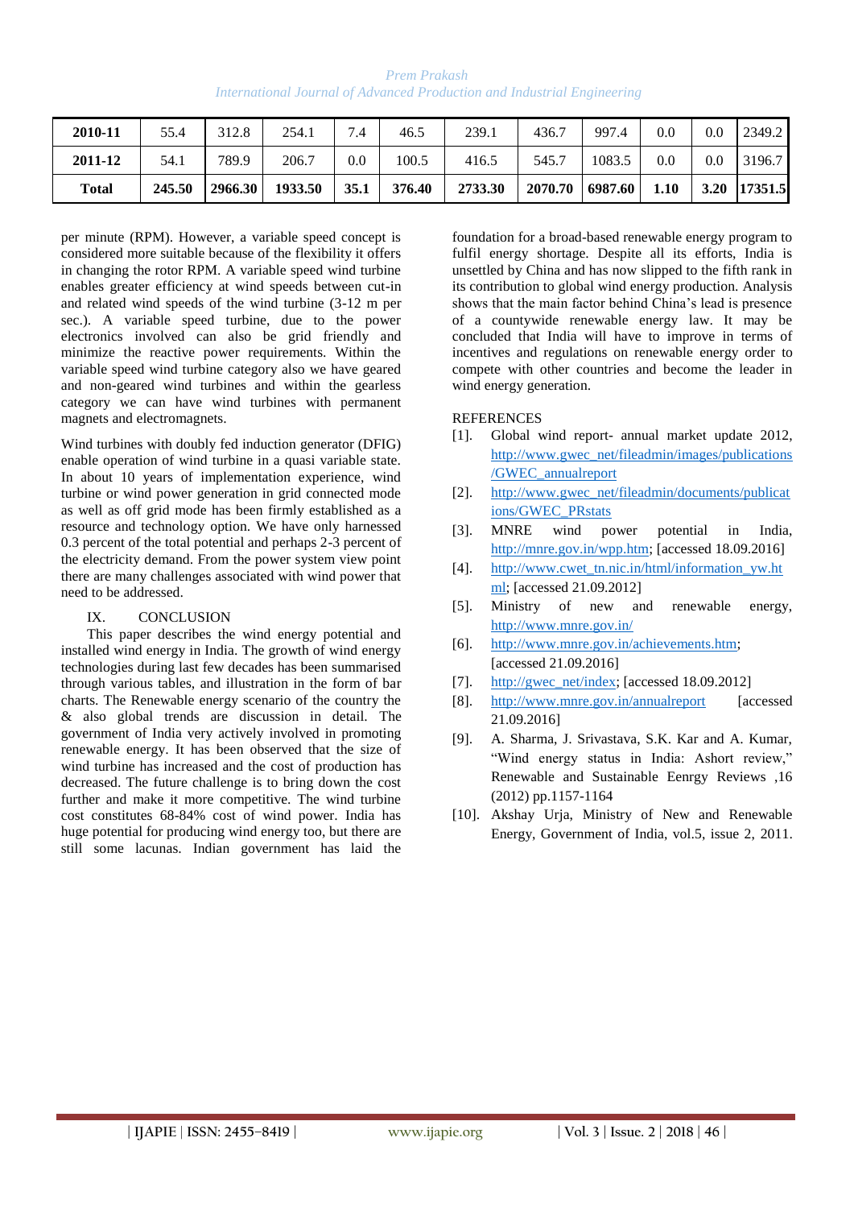| | | | | | | | | | | | |
|---|---|---|---|---|---|---|---|---|---|---|---|
| **2010-11** | 55.4 | 312.8 | 254.1 | 7.4 | 46.5 | 239.1 | 436.7 | 997.4 | 0.0 | 0.0 | 2349.2 |
| **2011-12** | 54.1 | 789.9 | 206.7 | 0.0 | 100.5 | 416.5 | 545.7 | 1083.5 | 0.0 | 0.0 | 3196.7 |
| **Total** | **245.50** | **2966.30** | **1933.50** | **35.1** | **376.40** | **2733.30** | **2070.70** | **6987.60** | **1.10** | **3.20** | **17351.5** |

per minute (RPM). However, a variable speed concept is considered more suitable because of the flexibility it offers in changing the rotor RPM. A variable speed wind turbine enables greater efficiency at wind speeds between cut-in and related wind speeds of the wind turbine (3-12 m per sec.). A variable speed turbine, due to the power electronics involved can also be grid friendly and minimize the reactive power requirements. Within the variable speed wind turbine category also we have geared and non-geared wind turbines and within the gearless category we can have wind turbines with permanent magnets and electromagnets.

Wind turbines with doubly fed induction generator (DFIG) enable operation of wind turbine in a quasi variable state. In about 10 years of implementation experience, wind turbine or wind power generation in grid connected mode as well as off grid mode has been firmly established as a resource and technology option. We have only harnessed 0.3 percent of the total potential and perhaps 2-3 percent of the electricity demand. From the power system view point there are many challenges associated with wind power that need to be addressed.

## IX. CONCLUSION

This paper describes the wind energy potential and installed wind energy in India. The growth of wind energy technologies during last few decades has been summarised through various tables, and illustration in the form of bar charts. The Renewable energy scenario of the country the & also global trends are discussion in detail. The government of India very actively involved in promoting renewable energy. It has been observed that the size of wind turbine has increased and the cost of production has decreased. The future challenge is to bring down the cost further and make it more competitive. The wind turbine cost constitutes 68-84% cost of wind power. India has huge potential for producing wind energy too, but there are still some lacunas. Indian government has laid the foundation for a broad-based renewable energy program to fulfil energy shortage. Despite all its efforts, India is unsettled by China and has now slipped to the fifth rank in its contribution to global wind energy production. Analysis shows that the main factor behind China's lead is presence of a countywide renewable energy law. It may be concluded that India will have to improve in terms of incentives and regulations on renewable energy order to compete with other countries and become the leader in wind energy generation.

## REFERENCES

[1]. Global wind report- annual market update 2012, http://www.gwec_net/fileadmin/images/publications/GWEC_annualreport

[2]. http://www.gwec_net/fileadmin/documents/publications/GWEC_PRstats

[3]. MNRE wind power potential in India, http://mnre.gov.in/wpp.htm; [accessed 18.09.2016]

[4]. http://www.cwet_tn.nic.in/html/information_yw.html; [accessed 21.09.2012]

[5]. Ministry of new and renewable energy, http://www.mnre.gov.in/

[6]. http://www.mnre.gov.in/achievements.htm; [accessed 21.09.2016]

[7]. http://gwec_net/index; [accessed 18.09.2012]

[8]. http://www.mnre.gov.in/annualreport [accessed 21.09.2016]

[9]. A. Sharma, J. Srivastava, S.K. Kar and A. Kumar, "Wind energy status in India: Ashort review," Renewable and Sustainable Eenrgy Reviews ,16 (2012) pp.1157-1164

[10]. Akshay Urja, Ministry of New and Renewable Energy, Government of India, vol.5, issue 2, 2011.